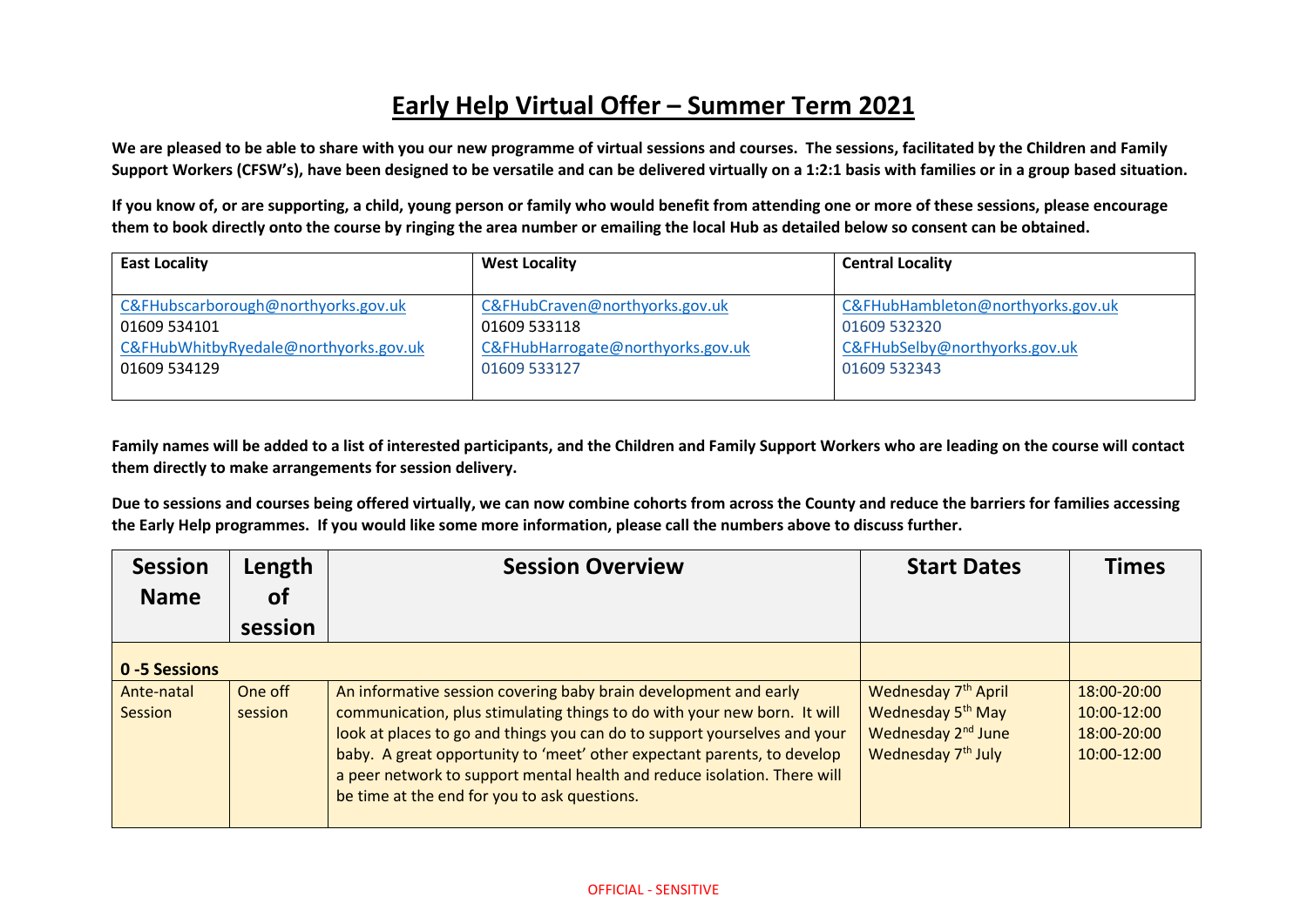# Early Help Virtual Offer – Summer Term 2021

**We are pleased to be able to share with you our new programme of virtual sessions and courses. The sessions, facilitated by the Children and Family Support Workers (CFSW's), have been designed to be versatile and can be delivered virtually on a 1:2:1 basis with families or in a group based situation.**

**If you know of, or are supporting, a child, young person or family who would benefit from attending one or more of these sessions, please encourage them to book directly onto the course by ringing the area number or emailing the local Hub as detailed below so consent can be obtained.**

| East Locality | West Locality | Central Locality |
|---|---|---|
| C&FHubscarborough@northyorks.gov.uk<br>01609 534101<br>C&FHubWhitbyRyedale@northyorks.gov.uk<br>01609 534129 | C&FHubCraven@northyorks.gov.uk<br>01609 533118<br>C&FHubHarrogate@northyorks.gov.uk<br>01609 533127 | C&FHubHambleton@northyorks.gov.uk<br>01609 532320<br>C&FHubSelby@northyorks.gov.uk<br>01609 532343 |

**Family names will be added to a list of interested participants, and the Children and Family Support Workers who are leading on the course will contact them directly to make arrangements for session delivery.**

**Due to sessions and courses being offered virtually, we can now combine cohorts from across the County and reduce the barriers for families accessing the Early Help programmes. If you would like some more information, please call the numbers above to discuss further.**

| Session Name | Length of session | Session Overview | Start Dates | Times |
|---|---|---|---|---|
| **0 -5 Sessions** | | | | |
| Ante-natal Session | One off session | An informative session covering baby brain development and early communication, plus stimulating things to do with your new born. It will look at places to go and things you can do to support yourselves and your baby. A great opportunity to 'meet' other expectant parents, to develop a peer network to support mental health and reduce isolation. There will be time at the end for you to ask questions. | Wednesday 7th April<br>Wednesday 5th May<br>Wednesday 2nd June<br>Wednesday 7th July | 18:00-20:00<br>10:00-12:00<br>18:00-20:00<br>10:00-12:00 |

OFFICIAL - SENSITIVE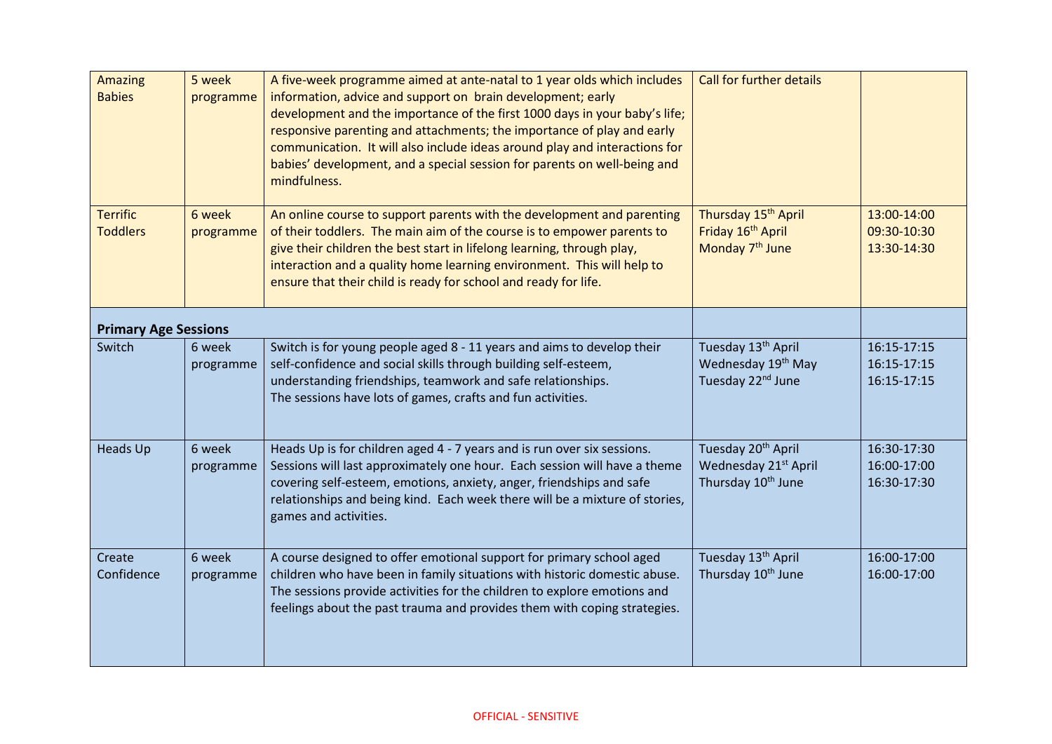| | | | | |
|---|---|---|---|---|
| Amazing Babies | 5 week programme | A five-week programme aimed at ante-natal to 1 year olds which includes information, advice and support on brain development; early development and the importance of the first 1000 days in your baby's life; responsive parenting and attachments; the importance of play and early communication. It will also include ideas around play and interactions for babies' development, and a special session for parents on well-being and mindfulness. | Call for further details | |
| Terrific Toddlers | 6 week programme | An online course to support parents with the development and parenting of their toddlers. The main aim of the course is to empower parents to give their children the best start in lifelong learning, through play, interaction and a quality home learning environment. This will help to ensure that their child is ready for school and ready for life. | Thursday 15th April<br>Friday 16th April<br>Monday 7th June | 13:00-14:00<br>09:30-10:30<br>13:30-14:30 |
| **Primary Age Sessions** | | | | |
| Switch | 6 week programme | Switch is for young people aged 8 - 11 years and aims to develop their self-confidence and social skills through building self-esteem, understanding friendships, teamwork and safe relationships.<br>The sessions have lots of games, crafts and fun activities. | Tuesday 13th April<br>Wednesday 19th May<br>Tuesday 22nd June | 16:15-17:15<br>16:15-17:15<br>16:15-17:15 |
| Heads Up | 6 week programme | Heads Up is for children aged 4 - 7 years and is run over six sessions. Sessions will last approximately one hour. Each session will have a theme covering self-esteem, emotions, anxiety, anger, friendships and safe relationships and being kind. Each week there will be a mixture of stories, games and activities. | Tuesday 20th April<br>Wednesday 21st April<br>Thursday 10th June | 16:30-17:30<br>16:00-17:00<br>16:30-17:30 |
| Create Confidence | 6 week programme | A course designed to offer emotional support for primary school aged children who have been in family situations with historic domestic abuse. The sessions provide activities for the children to explore emotions and feelings about the past trauma and provides them with coping strategies. | Tuesday 13th April<br>Thursday 10th June | 16:00-17:00<br>16:00-17:00 |

OFFICIAL - SENSITIVE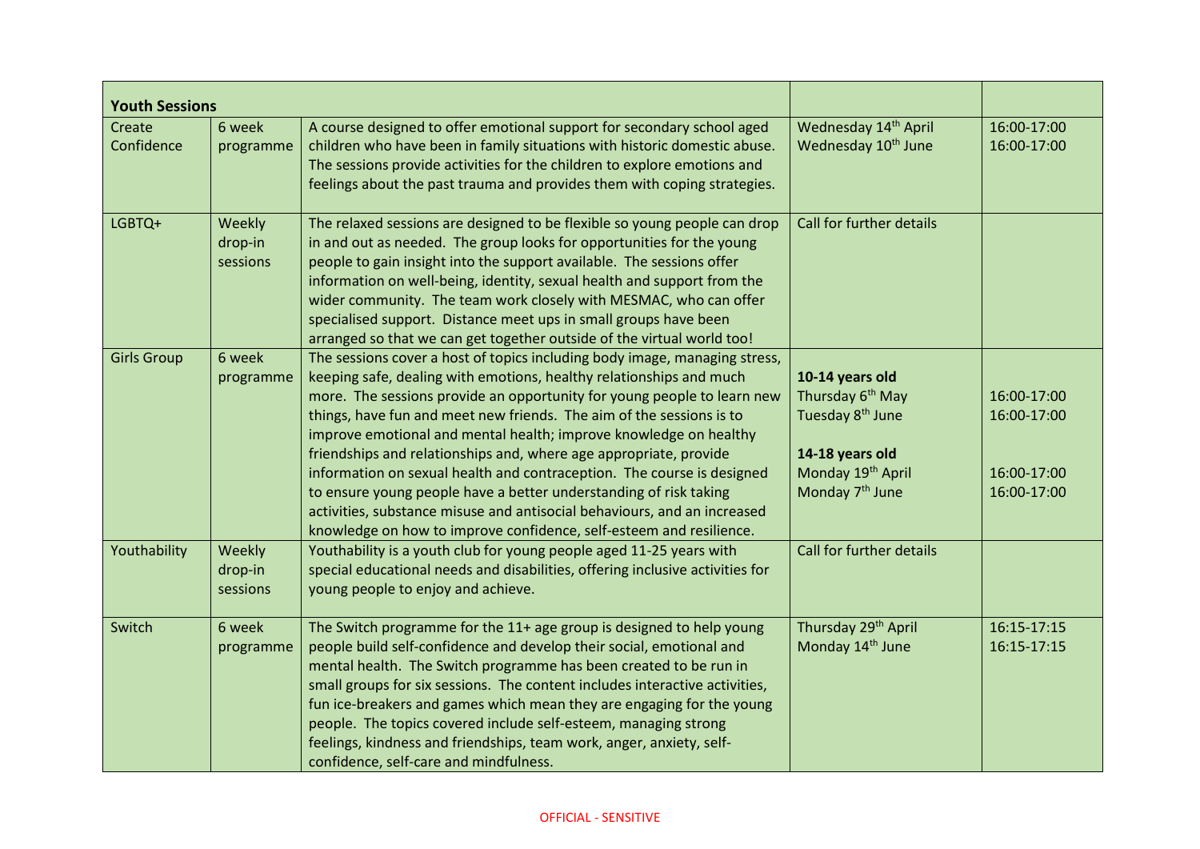| **Youth Sessions** | | | | |
|---|---|---|---|---|
| Create Confidence | 6 week programme | A course designed to offer emotional support for secondary school aged children who have been in family situations with historic domestic abuse. The sessions provide activities for the children to explore emotions and feelings about the past trauma and provides them with coping strategies. | Wednesday 14th April<br>Wednesday 10th June | 16:00-17:00<br>16:00-17:00 |
| LGBTQ+ | Weekly drop-in sessions | The relaxed sessions are designed to be flexible so young people can drop in and out as needed. The group looks for opportunities for the young people to gain insight into the support available. The sessions offer information on well-being, identity, sexual health and support from the wider community. The team work closely with MESMAC, who can offer specialised support. Distance meet ups in small groups have been arranged so that we can get together outside of the virtual world too! | Call for further details | |
| Girls Group | 6 week programme | The sessions cover a host of topics including body image, managing stress, keeping safe, dealing with emotions, healthy relationships and much more. The sessions provide an opportunity for young people to learn new things, have fun and meet new friends. The aim of the sessions is to improve emotional and mental health; improve knowledge on healthy friendships and relationships and, where age appropriate, provide information on sexual health and contraception. The course is designed to ensure young people have a better understanding of risk taking activities, substance misuse and antisocial behaviours, and an increased knowledge on how to improve confidence, self-esteem and resilience. | **10-14 years old**<br>Thursday 6th May<br>Tuesday 8th June<br><br>**14-18 years old**<br>Monday 19th April<br>Monday 7th June | <br>16:00-17:00<br>16:00-17:00<br><br><br>16:00-17:00<br>16:00-17:00 |
| Youthability | Weekly drop-in sessions | Youthability is a youth club for young people aged 11-25 years with special educational needs and disabilities, offering inclusive activities for young people to enjoy and achieve. | Call for further details | |
| Switch | 6 week programme | The Switch programme for the 11+ age group is designed to help young people build self-confidence and develop their social, emotional and mental health. The Switch programme has been created to be run in small groups for six sessions. The content includes interactive activities, fun ice-breakers and games which mean they are engaging for the young people. The topics covered include self-esteem, managing strong feelings, kindness and friendships, team work, anger, anxiety, self-confidence, self-care and mindfulness. | Thursday 29th April<br>Monday 14th June | 16:15-17:15<br>16:15-17:15 |

OFFICIAL - SENSITIVE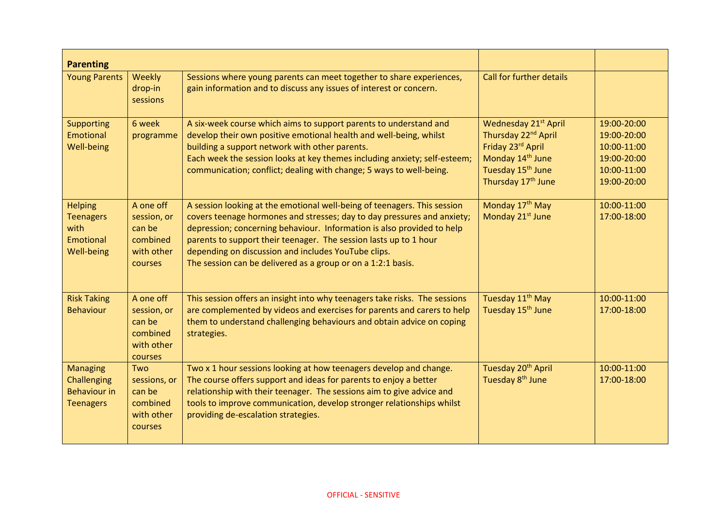| **Parenting** | | | | |
|---|---|---|---|---|
| Young Parents | Weekly drop-in sessions | Sessions where young parents can meet together to share experiences, gain information and to discuss any issues of interest or concern. | Call for further details | |
| Supporting Emotional Well-being | 6 week programme | A six-week course which aims to support parents to understand and develop their own positive emotional health and well-being, whilst building a support network with other parents.<br>Each week the session looks at key themes including anxiety; self-esteem; communication; conflict; dealing with change; 5 ways to well-being. | Wednesday 21st April<br>Thursday 22nd April<br>Friday 23rd April<br>Monday 14th June<br>Tuesday 15th June<br>Thursday 17th June | 19:00-20:00<br>19:00-20:00<br>10:00-11:00<br>19:00-20:00<br>10:00-11:00<br>19:00-20:00 |
| Helping Teenagers with Emotional Well-being | A one off session, or can be combined with other courses | A session looking at the emotional well-being of teenagers. This session covers teenage hormones and stresses; day to day pressures and anxiety; depression; concerning behaviour. Information is also provided to help parents to support their teenager. The session lasts up to 1 hour depending on discussion and includes YouTube clips.<br>The session can be delivered as a group or on a 1:2:1 basis. | Monday 17th May<br>Monday 21st June | 10:00-11:00<br>17:00-18:00 |
| Risk Taking Behaviour | A one off session, or can be combined with other courses | This session offers an insight into why teenagers take risks. The sessions are complemented by videos and exercises for parents and carers to help them to understand challenging behaviours and obtain advice on coping strategies. | Tuesday 11th May<br>Tuesday 15th June | 10:00-11:00<br>17:00-18:00 |
| Managing Challenging Behaviour in Teenagers | Two sessions, or can be combined with other courses | Two x 1 hour sessions looking at how teenagers develop and change. The course offers support and ideas for parents to enjoy a better relationship with their teenager. The sessions aim to give advice and tools to improve communication, develop stronger relationships whilst providing de-escalation strategies. | Tuesday 20th April<br>Tuesday 8th June | 10:00-11:00<br>17:00-18:00 |

OFFICIAL - SENSITIVE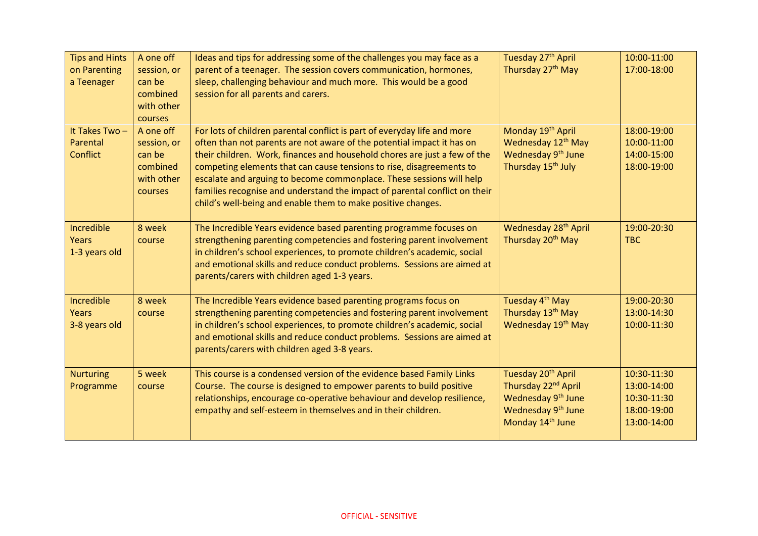| Tips and Hints on Parenting a Teenager | A one off session, or can be combined with other courses | Ideas and tips for addressing some of the challenges you may face as a parent of a teenager. The session covers communication, hormones, sleep, challenging behaviour and much more. This would be a good session for all parents and carers. | Tuesday 27th April<br>Thursday 27th May | 10:00-11:00<br>17:00-18:00 |
|---|---|---|---|---|
| It Takes Two – Parental Conflict | A one off session, or can be combined with other courses | For lots of children parental conflict is part of everyday life and more often than not parents are not aware of the potential impact it has on their children. Work, finances and household chores are just a few of the competing elements that can cause tensions to rise, disagreements to escalate and arguing to become commonplace. These sessions will help families recognise and understand the impact of parental conflict on their child's well-being and enable them to make positive changes. | Monday 19th April<br>Wednesday 12th May<br>Wednesday 9th June<br>Thursday 15th July | 18:00-19:00<br>10:00-11:00<br>14:00-15:00<br>18:00-19:00 |
| Incredible Years 1-3 years old | 8 week course | The Incredible Years evidence based parenting programme focuses on strengthening parenting competencies and fostering parent involvement in children's school experiences, to promote children's academic, social and emotional skills and reduce conduct problems. Sessions are aimed at parents/carers with children aged 1-3 years. | Wednesday 28th April<br>Thursday 20th May | 19:00-20:30<br>TBC |
| Incredible Years 3-8 years old | 8 week course | The Incredible Years evidence based parenting programs focus on strengthening parenting competencies and fostering parent involvement in children's school experiences, to promote children's academic, social and emotional skills and reduce conduct problems. Sessions are aimed at parents/carers with children aged 3-8 years. | Tuesday 4th May<br>Thursday 13th May<br>Wednesday 19th May | 19:00-20:30<br>13:00-14:30<br>10:00-11:30 |
| Nurturing Programme | 5 week course | This course is a condensed version of the evidence based Family Links Course. The course is designed to empower parents to build positive relationships, encourage co-operative behaviour and develop resilience, empathy and self-esteem in themselves and in their children. | Tuesday 20th April<br>Thursday 22nd April<br>Wednesday 9th June<br>Wednesday 9th June<br>Monday 14th June | 10:30-11:30<br>13:00-14:00<br>10:30-11:30<br>18:00-19:00<br>13:00-14:00 |

OFFICIAL - SENSITIVE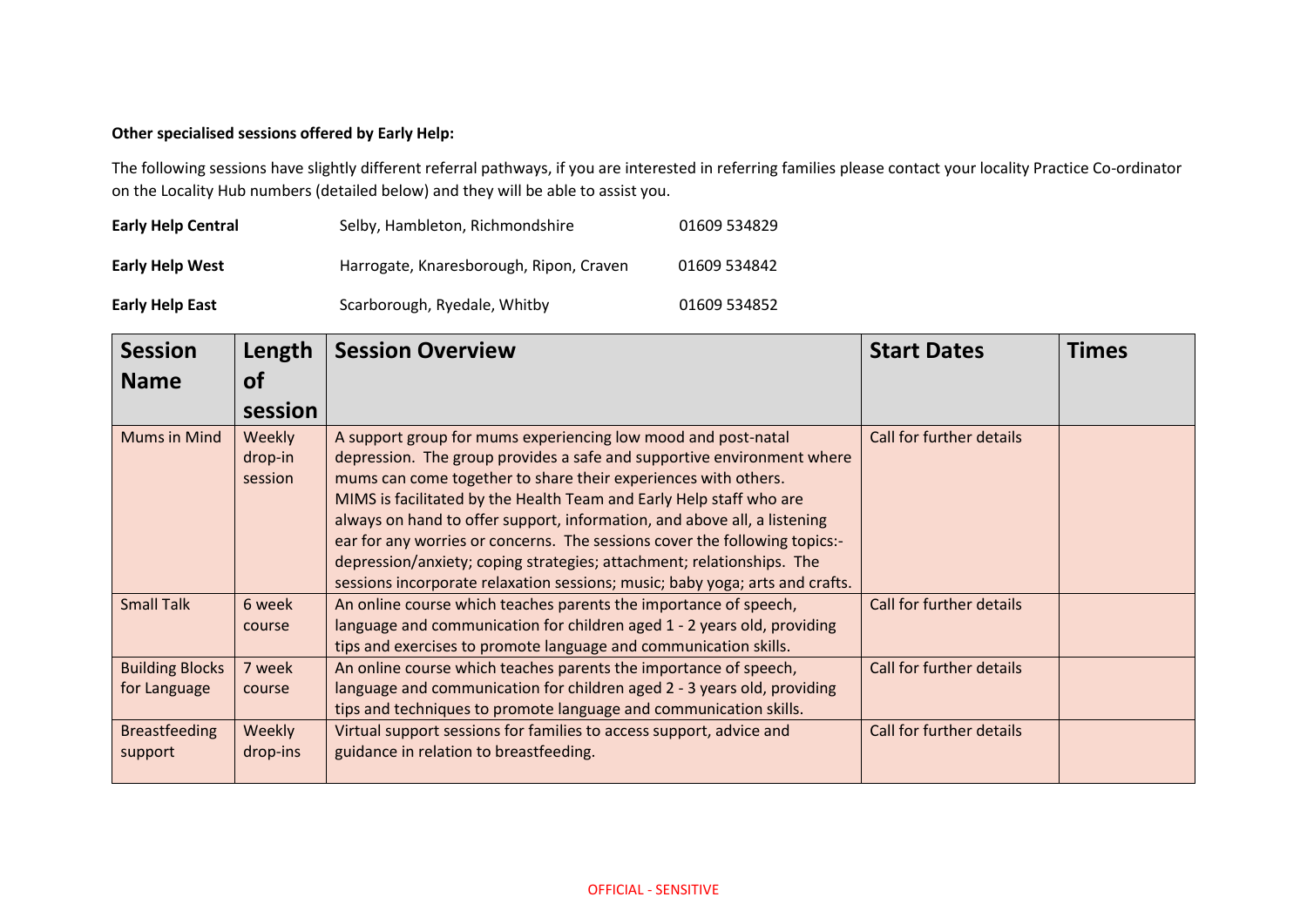**Other specialised sessions offered by Early Help:**

The following sessions have slightly different referral pathways, if you are interested in referring families please contact your locality Practice Co-ordinator on the Locality Hub numbers (detailed below) and they will be able to assist you.

| | | |
|---|---|---|
| **Early Help Central** | Selby, Hambleton, Richmondshire | 01609 534829 |
| **Early Help West** | Harrogate, Knaresborough, Ripon, Craven | 01609 534842 |
| **Early Help East** | Scarborough, Ryedale, Whitby | 01609 534852 |

| Session Name | Length of session | Session Overview | Start Dates | Times |
|---|---|---|---|---|
| Mums in Mind | Weekly drop-in session | A support group for mums experiencing low mood and post-natal depression. The group provides a safe and supportive environment where mums can come together to share their experiences with others. MIMS is facilitated by the Health Team and Early Help staff who are always on hand to offer support, information, and above all, a listening ear for any worries or concerns. The sessions cover the following topics:- depression/anxiety; coping strategies; attachment; relationships. The sessions incorporate relaxation sessions; music; baby yoga; arts and crafts. | Call for further details | |
| Small Talk | 6 week course | An online course which teaches parents the importance of speech, language and communication for children aged 1 - 2 years old, providing tips and exercises to promote language and communication skills. | Call for further details | |
| Building Blocks for Language | 7 week course | An online course which teaches parents the importance of speech, language and communication for children aged 2 - 3 years old, providing tips and techniques to promote language and communication skills. | Call for further details | |
| Breastfeeding support | Weekly drop-ins | Virtual support sessions for families to access support, advice and guidance in relation to breastfeeding. | Call for further details | |